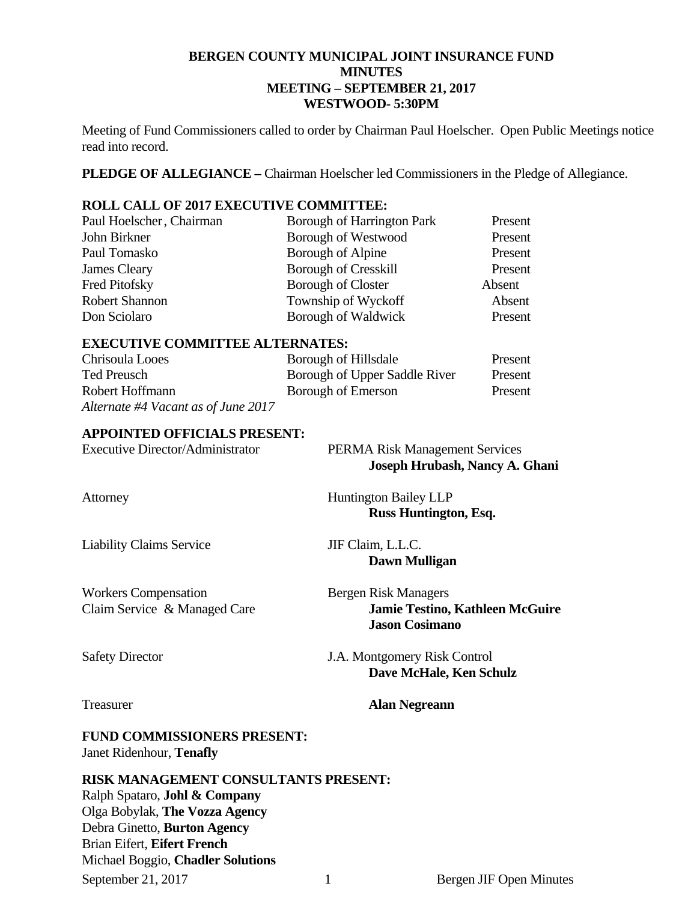# BERGEN COUNTY MUNICIPAL JOINT INSURANCE FUND
## MINUTES
## MEETING – SEPTEMBER 21, 2017
## WESTWOOD- 5:30PM

Meeting of Fund Commissioners called to order by Chairman Paul Hoelscher. Open Public Meetings notice read into record.

**PLEDGE OF ALLEGIANCE –** Chairman Hoelscher led Commissioners in the Pledge of Allegiance.

**ROLL CALL OF 2017 EXECUTIVE COMMITTEE:**

| | | |
|---|---|---|
| Paul Hoelscher, Chairman | Borough of Harrington Park | Present |
| John Birkner | Borough of Westwood | Present |
| Paul Tomasko | Borough of Alpine | Present |
| James Cleary | Borough of Cresskill | Present |
| Fred Pitofsky | Borough of Closter | Absent |
| Robert Shannon | Township of Wyckoff | Absent |
| Don Sciolaro | Borough of Waldwick | Present |

**EXECUTIVE COMMITTEE ALTERNATES:**

| | | |
|---|---|---|
| Chrisoula Looes | Borough of Hillsdale | Present |
| Ted Preusch | Borough of Upper Saddle River | Present |
| Robert Hoffmann | Borough of Emerson | Present |

*Alternate #4 Vacant as of June 2017*

**APPOINTED OFFICIALS PRESENT:**

| | |
|---|---|
| Executive Director/Administrator | PERMA Risk Management Services<br>**Joseph Hrubash, Nancy A. Ghani** |
| Attorney | Huntington Bailey LLP<br>**Russ Huntington, Esq.** |
| Liability Claims Service | JIF Claim, L.L.C.<br>**Dawn Mulligan** |
| Workers Compensation Claim Service & Managed Care | Bergen Risk Managers<br>**Jamie Testino, Kathleen McGuire**<br>**Jason Cosimano** |
| Safety Director | J.A. Montgomery Risk Control<br>**Dave McHale, Ken Schulz** |
| Treasurer | **Alan Negreann** |

**FUND COMMISSIONERS PRESENT:**
Janet Ridenhour, **Tenafly**

**RISK MANAGEMENT CONSULTANTS PRESENT:**
Ralph Spataro, **Johl & Company**
Olga Bobylak, **The Vozza Agency**
Debra Ginetto, **Burton Agency**
Brian Eifert, **Eifert French**
Michael Boggio, **Chadler Solutions**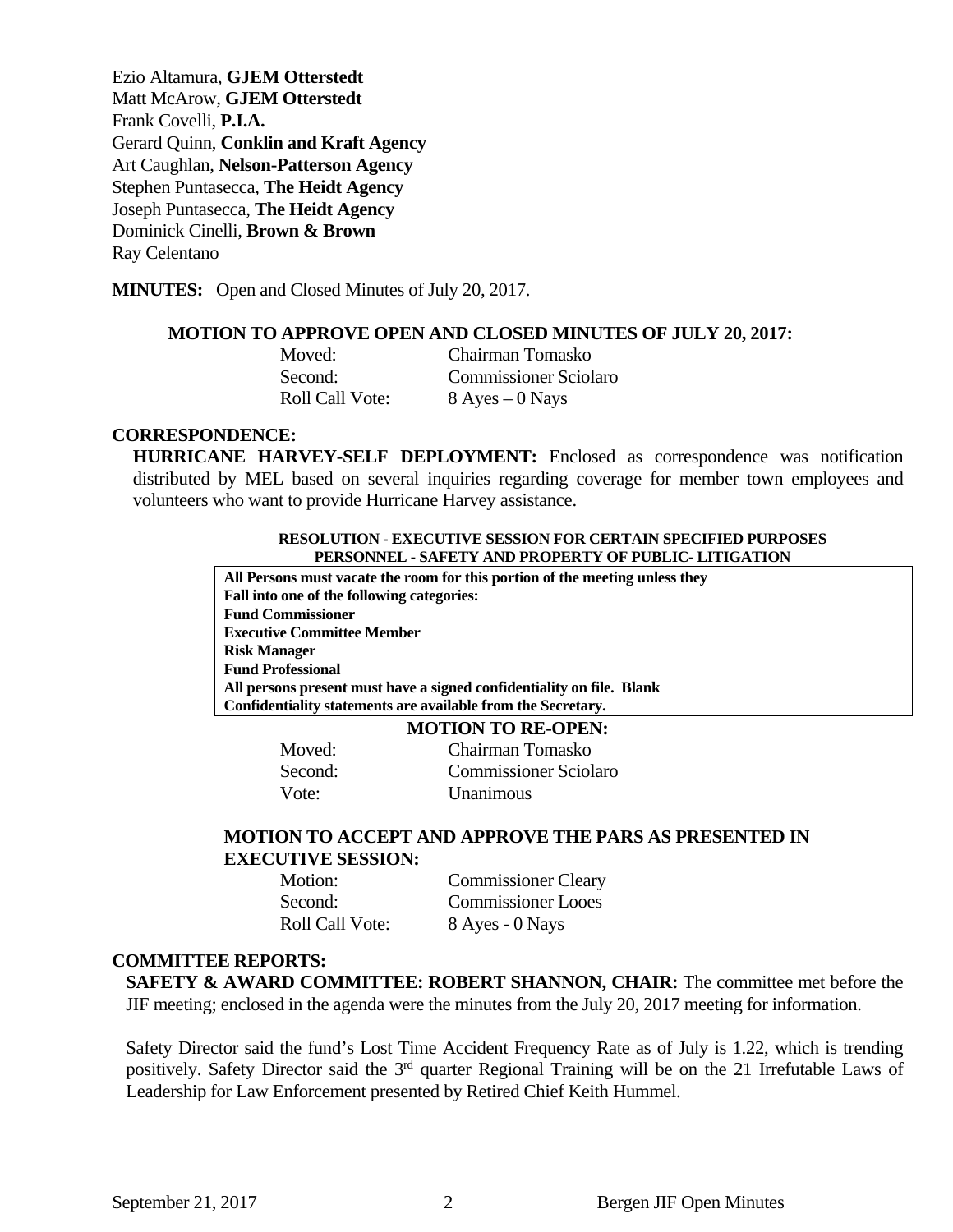Ezio Altamura, **GJEM Otterstedt**
Matt McArow, **GJEM Otterstedt**
Frank Covelli, **P.I.A.**
Gerard Quinn, **Conklin and Kraft Agency**
Art Caughlan, **Nelson-Patterson Agency**
Stephen Puntasecca, **The Heidt Agency**
Joseph Puntasecca, **The Heidt Agency**
Dominick Cinelli, **Brown & Brown**
Ray Celentano

**MINUTES:** Open and Closed Minutes of July 20, 2017.

**MOTION TO APPROVE OPEN AND CLOSED MINUTES OF JULY 20, 2017:**

| | |
|---|---|
| Moved: | Chairman Tomasko |
| Second: | Commissioner Sciolaro |
| Roll Call Vote: | 8 Ayes – 0 Nays |

**CORRESPONDENCE:**

**HURRICANE HARVEY-SELF DEPLOYMENT:** Enclosed as correspondence was notification distributed by MEL based on several inquiries regarding coverage for member town employees and volunteers who want to provide Hurricane Harvey assistance.

**RESOLUTION - EXECUTIVE SESSION FOR CERTAIN SPECIFIED PURPOSES PERSONNEL - SAFETY AND PROPERTY OF PUBLIC- LITIGATION**

**All Persons must vacate the room for this portion of the meeting unless they Fall into one of the following categories:**
**Fund Commissioner**
**Executive Committee Member**
**Risk Manager**
**Fund Professional**
**All persons present must have a signed confidentiality on file. Blank Confidentiality statements are available from the Secretary.**

**MOTION TO RE-OPEN:**

| | |
|---|---|
| Moved: | Chairman Tomasko |
| Second: | Commissioner Sciolaro |
| Vote: | Unanimous |

**MOTION TO ACCEPT AND APPROVE THE PARS AS PRESENTED IN EXECUTIVE SESSION:**

| | |
|---|---|
| Motion: | Commissioner Cleary |
| Second: | Commissioner Looes |
| Roll Call Vote: | 8 Ayes - 0 Nays |

**COMMITTEE REPORTS:**

**SAFETY & AWARD COMMITTEE: ROBERT SHANNON, CHAIR:** The committee met before the JIF meeting; enclosed in the agenda were the minutes from the July 20, 2017 meeting for information.

Safety Director said the fund's Lost Time Accident Frequency Rate as of July is 1.22, which is trending positively. Safety Director said the 3rd quarter Regional Training will be on the 21 Irrefutable Laws of Leadership for Law Enforcement presented by Retired Chief Keith Hummel.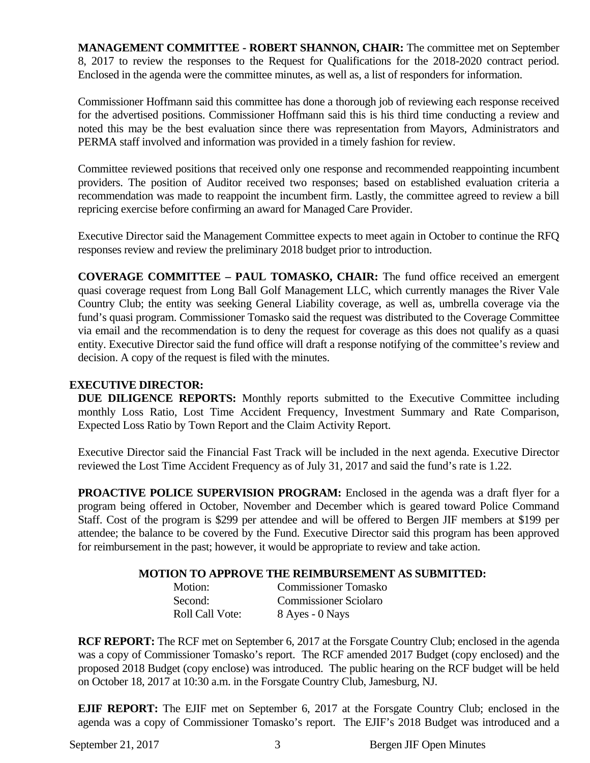**MANAGEMENT COMMITTEE - ROBERT SHANNON, CHAIR:** The committee met on September 8, 2017 to review the responses to the Request for Qualifications for the 2018-2020 contract period. Enclosed in the agenda were the committee minutes, as well as, a list of responders for information.

Commissioner Hoffmann said this committee has done a thorough job of reviewing each response received for the advertised positions. Commissioner Hoffmann said this is his third time conducting a review and noted this may be the best evaluation since there was representation from Mayors, Administrators and PERMA staff involved and information was provided in a timely fashion for review.

Committee reviewed positions that received only one response and recommended reappointing incumbent providers. The position of Auditor received two responses; based on established evaluation criteria a recommendation was made to reappoint the incumbent firm. Lastly, the committee agreed to review a bill repricing exercise before confirming an award for Managed Care Provider.

Executive Director said the Management Committee expects to meet again in October to continue the RFQ responses review and review the preliminary 2018 budget prior to introduction.

**COVERAGE COMMITTEE – PAUL TOMASKO, CHAIR:** The fund office received an emergent quasi coverage request from Long Ball Golf Management LLC, which currently manages the River Vale Country Club; the entity was seeking General Liability coverage, as well as, umbrella coverage via the fund's quasi program. Commissioner Tomasko said the request was distributed to the Coverage Committee via email and the recommendation is to deny the request for coverage as this does not qualify as a quasi entity. Executive Director said the fund office will draft a response notifying of the committee's review and decision. A copy of the request is filed with the minutes.

**EXECUTIVE DIRECTOR:**

**DUE DILIGENCE REPORTS:** Monthly reports submitted to the Executive Committee including monthly Loss Ratio, Lost Time Accident Frequency, Investment Summary and Rate Comparison, Expected Loss Ratio by Town Report and the Claim Activity Report.

Executive Director said the Financial Fast Track will be included in the next agenda. Executive Director reviewed the Lost Time Accident Frequency as of July 31, 2017 and said the fund's rate is 1.22.

**PROACTIVE POLICE SUPERVISION PROGRAM:** Enclosed in the agenda was a draft flyer for a program being offered in October, November and December which is geared toward Police Command Staff. Cost of the program is $299 per attendee and will be offered to Bergen JIF members at $199 per attendee; the balance to be covered by the Fund. Executive Director said this program has been approved for reimbursement in the past; however, it would be appropriate to review and take action.

**MOTION TO APPROVE THE REIMBURSEMENT AS SUBMITTED:**

Motion: Commissioner Tomasko
Second: Commissioner Sciolaro
Roll Call Vote: 8 Ayes - 0 Nays

**RCF REPORT:** The RCF met on September 6, 2017 at the Forsgate Country Club; enclosed in the agenda was a copy of Commissioner Tomasko's report. The RCF amended 2017 Budget (copy enclosed) and the proposed 2018 Budget (copy enclose) was introduced. The public hearing on the RCF budget will be held on October 18, 2017 at 10:30 a.m. in the Forsgate Country Club, Jamesburg, NJ.

**EJIF REPORT:** The EJIF met on September 6, 2017 at the Forsgate Country Club; enclosed in the agenda was a copy of Commissioner Tomasko's report. The EJIF's 2018 Budget was introduced and a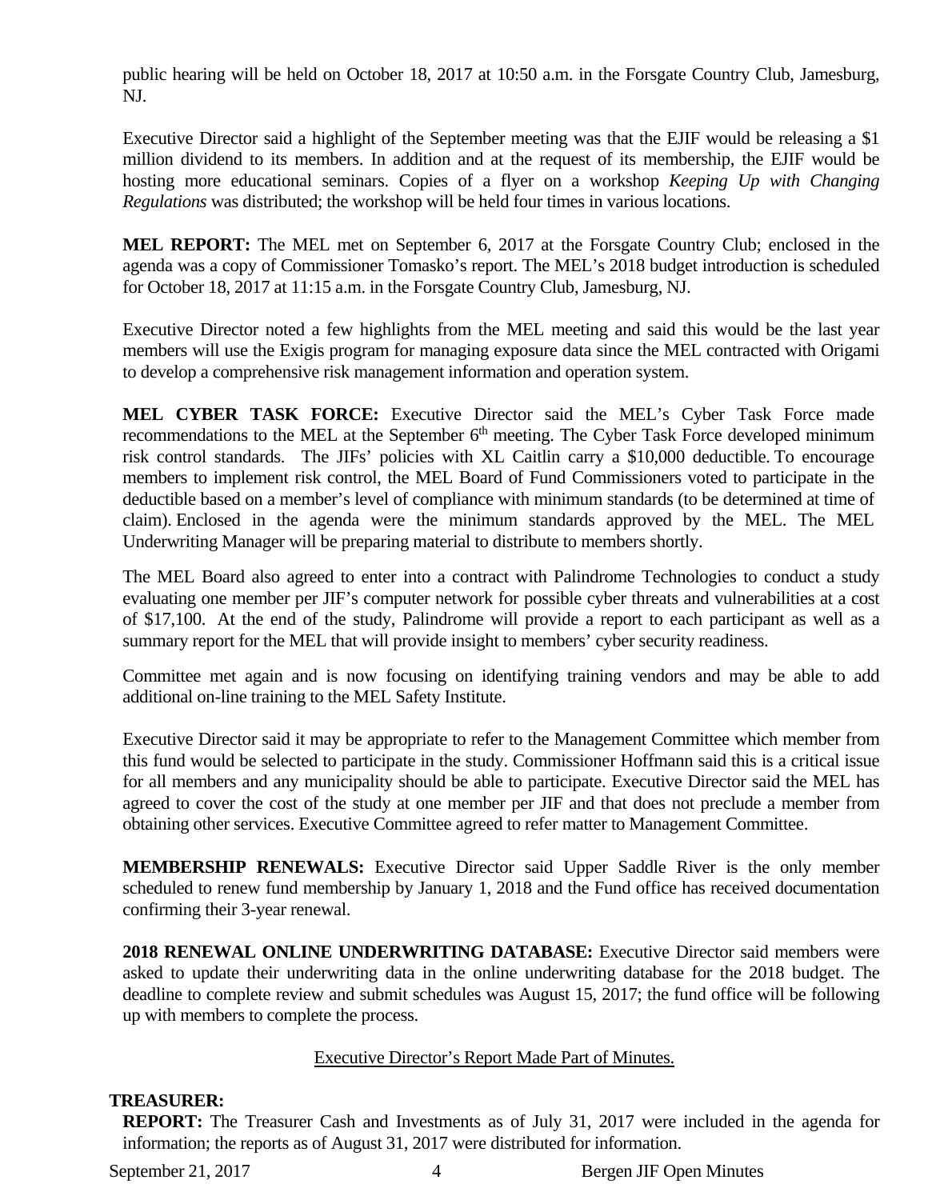public hearing will be held on October 18, 2017 at 10:50 a.m. in the Forsgate Country Club, Jamesburg, NJ.

Executive Director said a highlight of the September meeting was that the EJIF would be releasing a $1 million dividend to its members. In addition and at the request of its membership, the EJIF would be hosting more educational seminars. Copies of a flyer on a workshop *Keeping Up with Changing Regulations* was distributed; the workshop will be held four times in various locations.

**MEL REPORT:** The MEL met on September 6, 2017 at the Forsgate Country Club; enclosed in the agenda was a copy of Commissioner Tomasko's report. The MEL's 2018 budget introduction is scheduled for October 18, 2017 at 11:15 a.m. in the Forsgate Country Club, Jamesburg, NJ.

Executive Director noted a few highlights from the MEL meeting and said this would be the last year members will use the Exigis program for managing exposure data since the MEL contracted with Origami to develop a comprehensive risk management information and operation system.

**MEL CYBER TASK FORCE:** Executive Director said the MEL's Cyber Task Force made recommendations to the MEL at the September 6th meeting. The Cyber Task Force developed minimum risk control standards. The JIFs' policies with XL Caitlin carry a $10,000 deductible. To encourage members to implement risk control, the MEL Board of Fund Commissioners voted to participate in the deductible based on a member's level of compliance with minimum standards (to be determined at time of claim). Enclosed in the agenda were the minimum standards approved by the MEL. The MEL Underwriting Manager will be preparing material to distribute to members shortly.

The MEL Board also agreed to enter into a contract with Palindrome Technologies to conduct a study evaluating one member per JIF's computer network for possible cyber threats and vulnerabilities at a cost of $17,100. At the end of the study, Palindrome will provide a report to each participant as well as a summary report for the MEL that will provide insight to members' cyber security readiness.

Committee met again and is now focusing on identifying training vendors and may be able to add additional on-line training to the MEL Safety Institute.

Executive Director said it may be appropriate to refer to the Management Committee which member from this fund would be selected to participate in the study. Commissioner Hoffmann said this is a critical issue for all members and any municipality should be able to participate. Executive Director said the MEL has agreed to cover the cost of the study at one member per JIF and that does not preclude a member from obtaining other services. Executive Committee agreed to refer matter to Management Committee.

**MEMBERSHIP RENEWALS:** Executive Director said Upper Saddle River is the only member scheduled to renew fund membership by January 1, 2018 and the Fund office has received documentation confirming their 3-year renewal.

**2018 RENEWAL ONLINE UNDERWRITING DATABASE:** Executive Director said members were asked to update their underwriting data in the online underwriting database for the 2018 budget. The deadline to complete review and submit schedules was August 15, 2017; the fund office will be following up with members to complete the process.

Executive Director's Report Made Part of Minutes.

**TREASURER:**

**REPORT:** The Treasurer Cash and Investments as of July 31, 2017 were included in the agenda for information; the reports as of August 31, 2017 were distributed for information.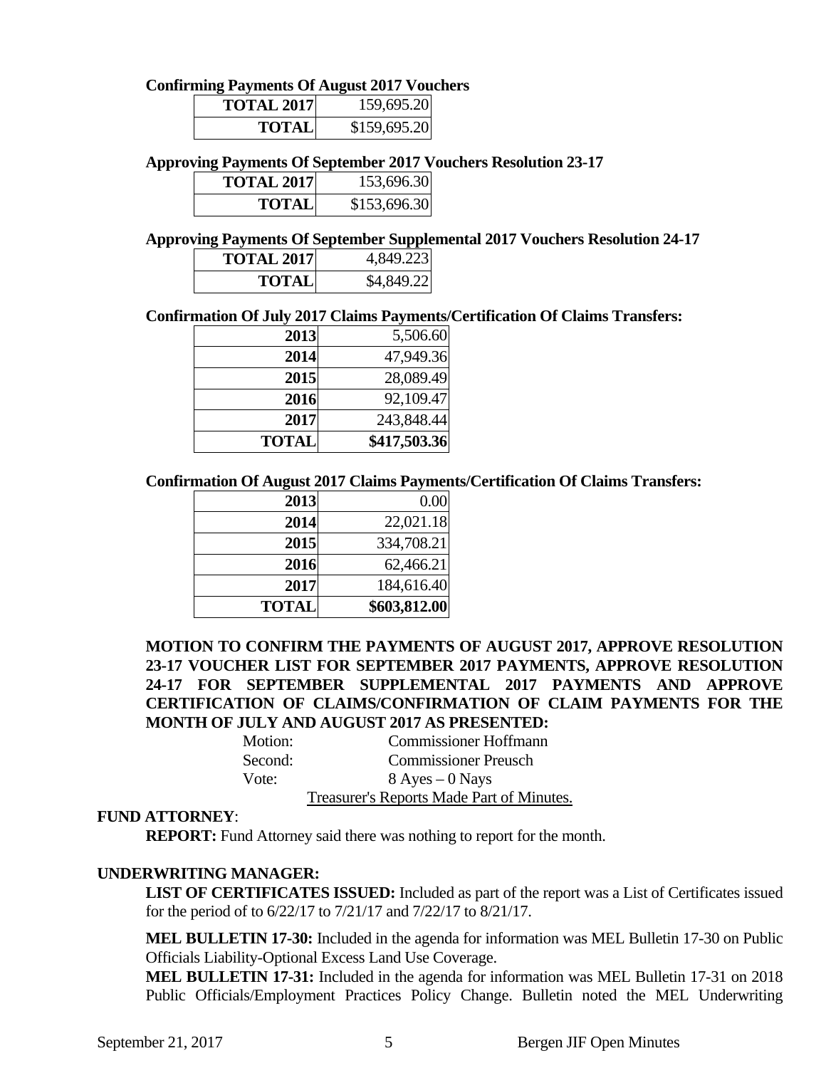**Confirming Payments Of August 2017 Vouchers**

| | |
|---|---|
| **TOTAL 2017** | 159,695.20 |
| **TOTAL** | $159,695.20 |

**Approving Payments Of September 2017 Vouchers Resolution 23-17**

| | |
|---|---|
| **TOTAL 2017** | 153,696.30 |
| **TOTAL** | $153,696.30 |

**Approving Payments Of September Supplemental 2017 Vouchers Resolution 24-17**

| | |
|---|---|
| **TOTAL 2017** | 4,849.223 |
| **TOTAL** | $4,849.22 |

**Confirmation Of July 2017 Claims Payments/Certification Of Claims Transfers:**

| | |
|---|---|
| **2013** | 5,506.60 |
| **2014** | 47,949.36 |
| **2015** | 28,089.49 |
| **2016** | 92,109.47 |
| **2017** | 243,848.44 |
| **TOTAL** | **$417,503.36** |

**Confirmation Of August 2017 Claims Payments/Certification Of Claims Transfers:**

| | |
|---|---|
| **2013** | 0.00 |
| **2014** | 22,021.18 |
| **2015** | 334,708.21 |
| **2016** | 62,466.21 |
| **2017** | 184,616.40 |
| **TOTAL** | **$603,812.00** |

**MOTION TO CONFIRM THE PAYMENTS OF AUGUST 2017, APPROVE RESOLUTION 23-17 VOUCHER LIST FOR SEPTEMBER 2017 PAYMENTS, APPROVE RESOLUTION 24-17 FOR SEPTEMBER SUPPLEMENTAL 2017 PAYMENTS AND APPROVE CERTIFICATION OF CLAIMS/CONFIRMATION OF CLAIM PAYMENTS FOR THE MONTH OF JULY AND AUGUST 2017 AS PRESENTED:**

Motion: Commissioner Hoffmann
Second: Commissioner Preusch
Vote: 8 Ayes – 0 Nays

Treasurer's Reports Made Part of Minutes.

**FUND ATTORNEY**:

**REPORT:** Fund Attorney said there was nothing to report for the month.

**UNDERWRITING MANAGER:**

**LIST OF CERTIFICATES ISSUED:** Included as part of the report was a List of Certificates issued for the period of to 6/22/17 to 7/21/17 and 7/22/17 to 8/21/17.

**MEL BULLETIN 17-30:** Included in the agenda for information was MEL Bulletin 17-30 on Public Officials Liability-Optional Excess Land Use Coverage.

**MEL BULLETIN 17-31:** Included in the agenda for information was MEL Bulletin 17-31 on 2018 Public Officials/Employment Practices Policy Change. Bulletin noted the MEL Underwriting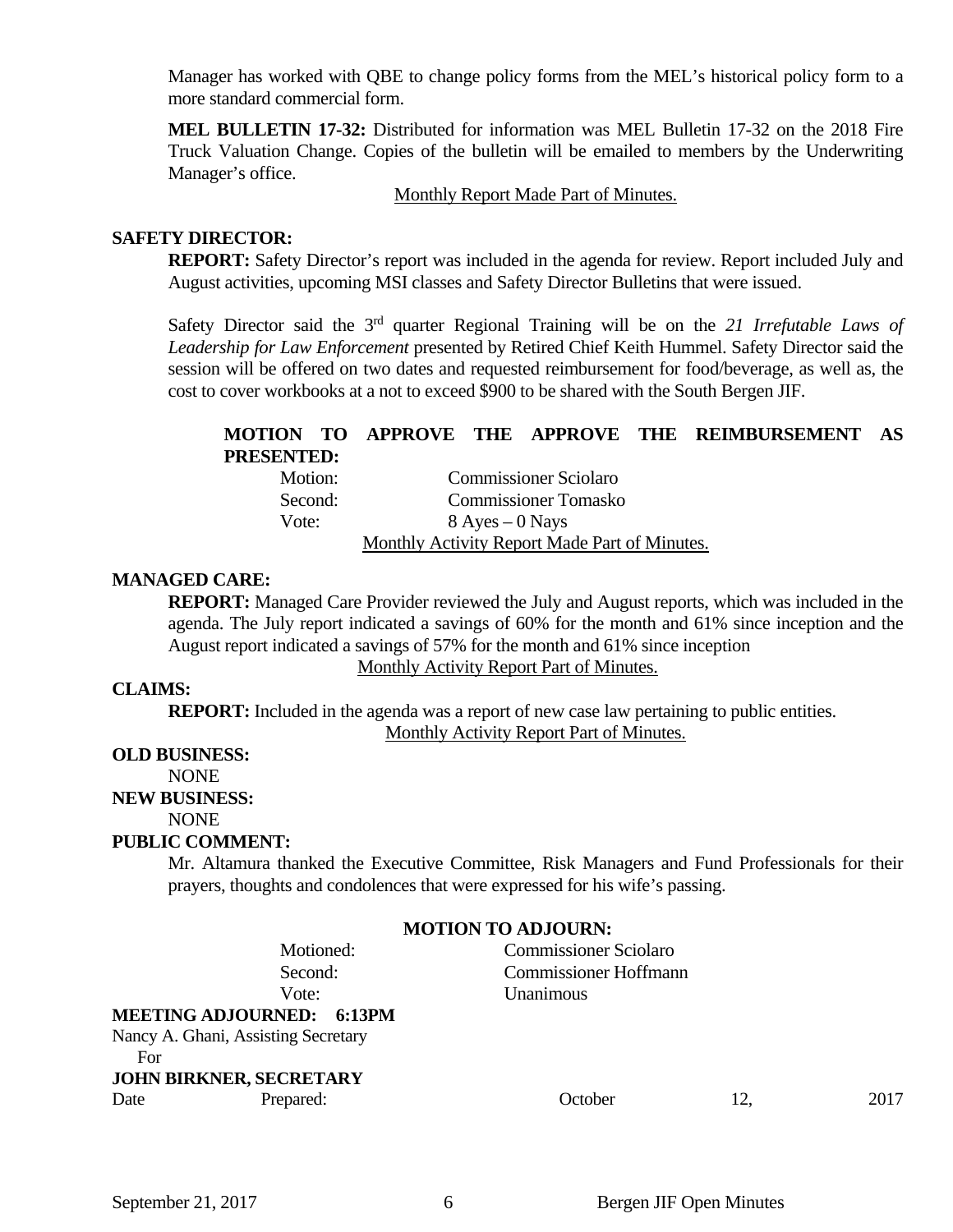Manager has worked with QBE to change policy forms from the MEL's historical policy form to a more standard commercial form.

**MEL BULLETIN 17-32:** Distributed for information was MEL Bulletin 17-32 on the 2018 Fire Truck Valuation Change. Copies of the bulletin will be emailed to members by the Underwriting Manager's office.

Monthly Report Made Part of Minutes.

**SAFETY DIRECTOR:**

**REPORT:** Safety Director's report was included in the agenda for review. Report included July and August activities, upcoming MSI classes and Safety Director Bulletins that were issued.

Safety Director said the 3rd quarter Regional Training will be on the *21 Irrefutable Laws of Leadership for Law Enforcement* presented by Retired Chief Keith Hummel. Safety Director said the session will be offered on two dates and requested reimbursement for food/beverage, as well as, the cost to cover workbooks at a not to exceed $900 to be shared with the South Bergen JIF.

**MOTION TO APPROVE THE APPROVE THE REIMBURSEMENT AS PRESENTED:**

Motion: Commissioner Sciolaro
Second: Commissioner Tomasko
Vote: 8 Ayes – 0 Nays

Monthly Activity Report Made Part of Minutes.

**MANAGED CARE:**

**REPORT:** Managed Care Provider reviewed the July and August reports, which was included in the agenda. The July report indicated a savings of 60% for the month and 61% since inception and the August report indicated a savings of 57% for the month and 61% since inception

Monthly Activity Report Part of Minutes.

**CLAIMS:**

**REPORT:** Included in the agenda was a report of new case law pertaining to public entities.

Monthly Activity Report Part of Minutes.

**OLD BUSINESS:**

NONE

**NEW BUSINESS:**

NONE

**PUBLIC COMMENT:**

Mr. Altamura thanked the Executive Committee, Risk Managers and Fund Professionals for their prayers, thoughts and condolences that were expressed for his wife's passing.

**MOTION TO ADJOURN:**

Motioned: Commissioner Sciolaro
Second: Commissioner Hoffmann
Vote: Unanimous

**MEETING ADJOURNED: 6:13PM**

Nancy A. Ghani, Assisting Secretary
For
**JOHN BIRKNER, SECRETARY**

Date Prepared: October 12, 2017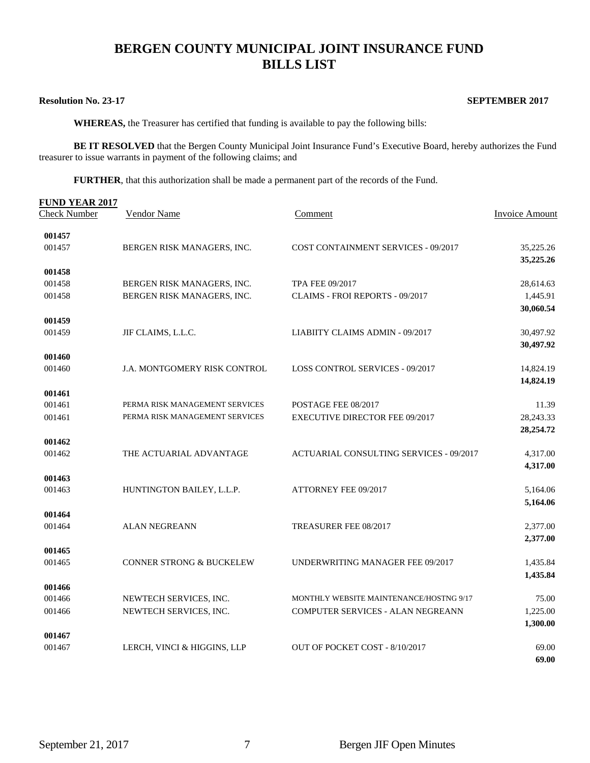# BERGEN COUNTY MUNICIPAL JOINT INSURANCE FUND
# BILLS LIST

**Resolution No. 23-17** **SEPTEMBER 2017**

**WHEREAS,** the Treasurer has certified that funding is available to pay the following bills:

**BE IT RESOLVED** that the Bergen County Municipal Joint Insurance Fund's Executive Board, hereby authorizes the Fund treasurer to issue warrants in payment of the following claims; and

**FURTHER**, that this authorization shall be made a permanent part of the records of the Fund.

**FUND YEAR 2017**

| Check Number | Vendor Name | Comment | Invoice Amount |
|---|---|---|---|
| **001457** | | | |
| 001457 | BERGEN RISK MANAGERS, INC. | COST CONTAINMENT SERVICES - 09/2017 | 35,225.26 |
| | | | **35,225.26** |
| **001458** | | | |
| 001458 | BERGEN RISK MANAGERS, INC. | TPA FEE 09/2017 | 28,614.63 |
| 001458 | BERGEN RISK MANAGERS, INC. | CLAIMS - FROI REPORTS - 09/2017 | 1,445.91 |
| | | | **30,060.54** |
| **001459** | | | |
| 001459 | JIF CLAIMS, L.L.C. | LIABIITY CLAIMS ADMIN - 09/2017 | 30,497.92 |
| | | | **30,497.92** |
| **001460** | | | |
| 001460 | J.A. MONTGOMERY RISK CONTROL | LOSS CONTROL SERVICES - 09/2017 | 14,824.19 |
| | | | **14,824.19** |
| **001461** | | | |
| 001461 | PERMA RISK MANAGEMENT SERVICES | POSTAGE FEE 08/2017 | 11.39 |
| 001461 | PERMA RISK MANAGEMENT SERVICES | EXECUTIVE DIRECTOR FEE 09/2017 | 28,243.33 |
| | | | **28,254.72** |
| **001462** | | | |
| 001462 | THE ACTUARIAL ADVANTAGE | ACTUARIAL CONSULTING SERVICES - 09/2017 | 4,317.00 |
| | | | **4,317.00** |
| **001463** | | | |
| 001463 | HUNTINGTON BAILEY, L.L.P. | ATTORNEY FEE 09/2017 | 5,164.06 |
| | | | **5,164.06** |
| **001464** | | | |
| 001464 | ALAN NEGREANN | TREASURER FEE 08/2017 | 2,377.00 |
| | | | **2,377.00** |
| **001465** | | | |
| 001465 | CONNER STRONG & BUCKELEW | UNDERWRITING MANAGER FEE 09/2017 | 1,435.84 |
| | | | **1,435.84** |
| **001466** | | | |
| 001466 | NEWTECH SERVICES, INC. | MONTHLY WEBSITE MAINTENANCE/HOSTNG 9/17 | 75.00 |
| 001466 | NEWTECH SERVICES, INC. | COMPUTER SERVICES - ALAN NEGREANN | 1,225.00 |
| | | | **1,300.00** |
| **001467** | | | |
| 001467 | LERCH, VINCI & HIGGINS, LLP | OUT OF POCKET COST - 8/10/2017 | 69.00 |
| | | | **69.00** |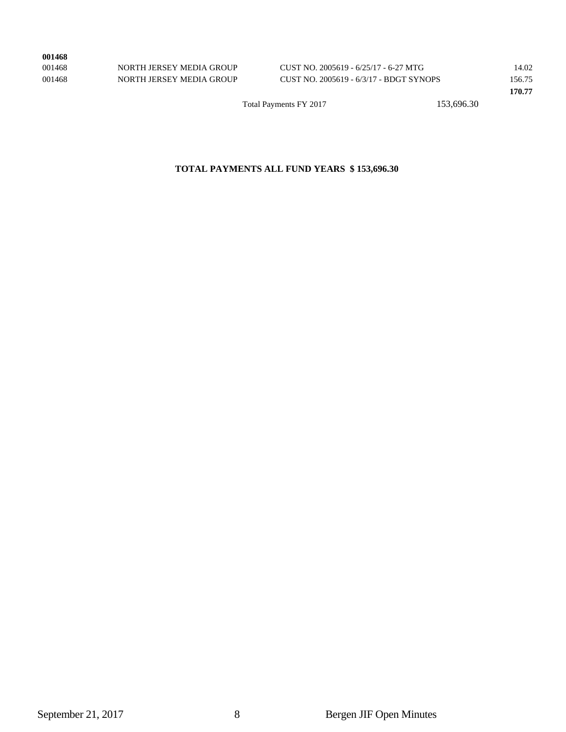| | | | |
|---|---|---|---|
| **001468** | | | |
| 001468 | NORTH JERSEY MEDIA GROUP | CUST NO. 2005619 - 6/25/17 - 6-27 MTG | 14.02 |
| 001468 | NORTH JERSEY MEDIA GROUP | CUST NO. 2005619 - 6/3/17 - BDGT SYNOPS | 156.75 |
| | | | **170.77** |

Total Payments FY 2017 153,696.30

**TOTAL PAYMENTS ALL FUND YEARS $ 153,696.30**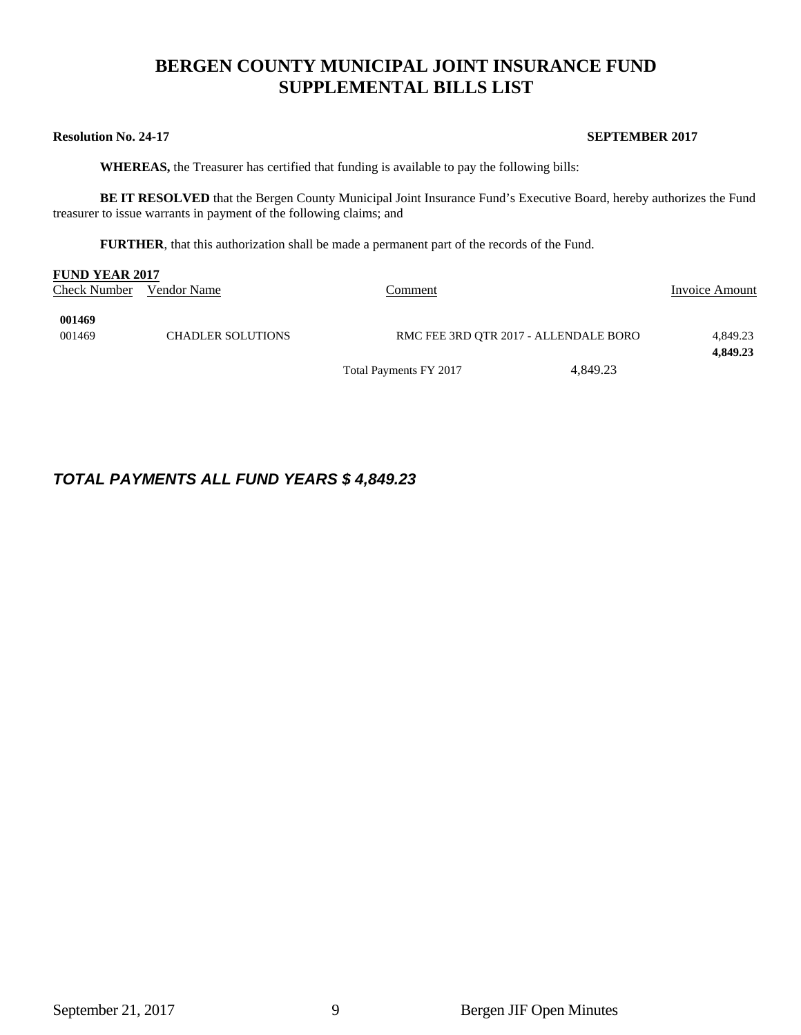# BERGEN COUNTY MUNICIPAL JOINT INSURANCE FUND
# SUPPLEMENTAL BILLS LIST

**Resolution No. 24-17** **SEPTEMBER 2017**

**WHEREAS,** the Treasurer has certified that funding is available to pay the following bills:

**BE IT RESOLVED** that the Bergen County Municipal Joint Insurance Fund's Executive Board, hereby authorizes the Fund treasurer to issue warrants in payment of the following claims; and

**FURTHER**, that this authorization shall be made a permanent part of the records of the Fund.

**FUND YEAR 2017**

| Check Number | Vendor Name | Comment | | Invoice Amount |
|---|---|---|---|---|
| **001469** | | | | |
| 001469 | CHADLER SOLUTIONS | RMC FEE 3RD QTR 2017 - ALLENDALE BORO | | 4,849.23 |
| | | | | **4,849.23** |
| | | Total Payments FY 2017 | 4,849.23 | |

***TOTAL PAYMENTS ALL FUND YEARS $ 4,849.23***